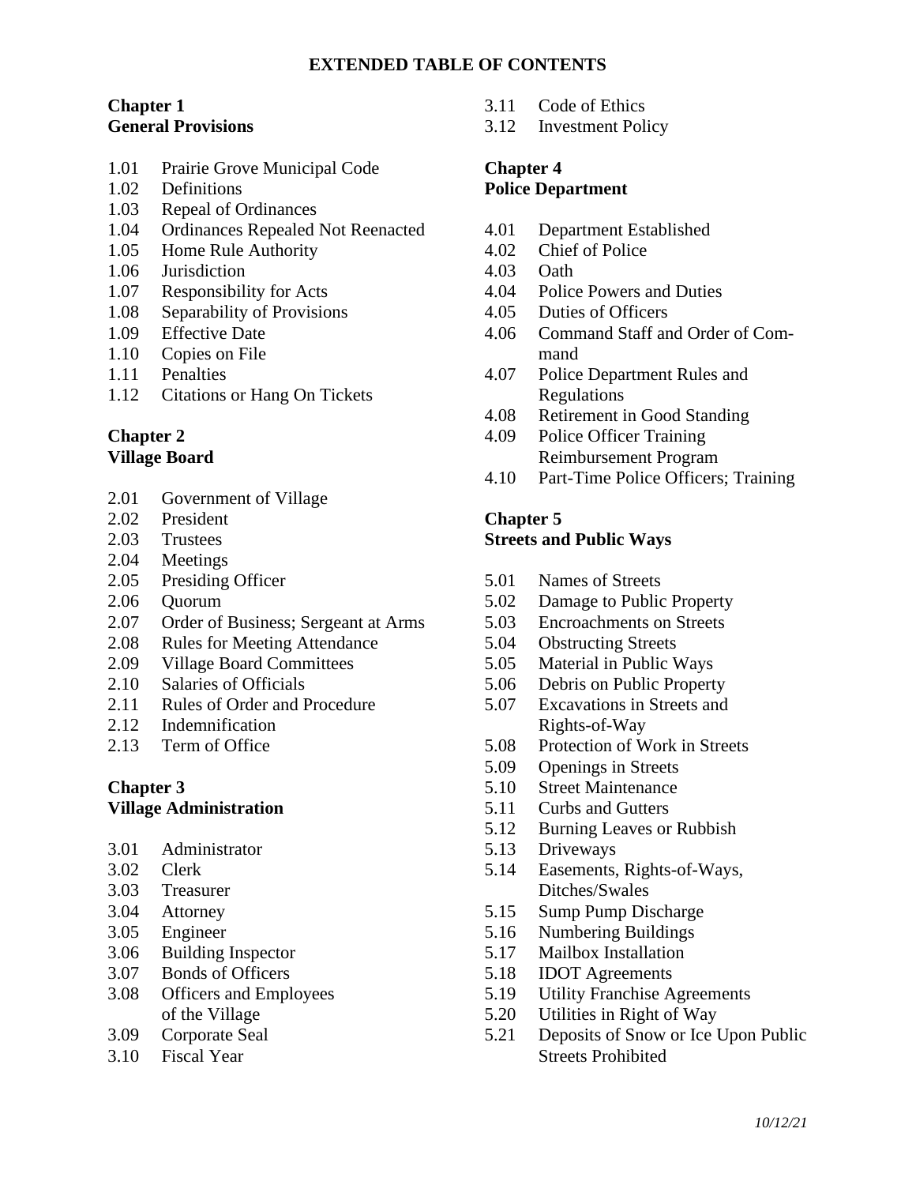# EXTENDED TABLE OF CONTENTS

**Chapter 1**
**General Provisions**

1.01 Prairie Grove Municipal Code
1.02 Definitions
1.03 Repeal of Ordinances
1.04 Ordinances Repealed Not Reenacted
1.05 Home Rule Authority
1.06 Jurisdiction
1.07 Responsibility for Acts
1.08 Separability of Provisions
1.09 Effective Date
1.10 Copies on File
1.11 Penalties
1.12 Citations or Hang On Tickets

**Chapter 2**
**Village Board**

2.01 Government of Village
2.02 President
2.03 Trustees
2.04 Meetings
2.05 Presiding Officer
2.06 Quorum
2.07 Order of Business; Sergeant at Arms
2.08 Rules for Meeting Attendance
2.09 Village Board Committees
2.10 Salaries of Officials
2.11 Rules of Order and Procedure
2.12 Indemnification
2.13 Term of Office

**Chapter 3**
**Village Administration**

3.01 Administrator
3.02 Clerk
3.03 Treasurer
3.04 Attorney
3.05 Engineer
3.06 Building Inspector
3.07 Bonds of Officers
3.08 Officers and Employees of the Village
3.09 Corporate Seal
3.10 Fiscal Year
3.11 Code of Ethics
3.12 Investment Policy

**Chapter 4**
**Police Department**

4.01 Department Established
4.02 Chief of Police
4.03 Oath
4.04 Police Powers and Duties
4.05 Duties of Officers
4.06 Command Staff and Order of Command
4.07 Police Department Rules and Regulations
4.08 Retirement in Good Standing
4.09 Police Officer Training Reimbursement Program
4.10 Part-Time Police Officers; Training

**Chapter 5**
**Streets and Public Ways**

5.01 Names of Streets
5.02 Damage to Public Property
5.03 Encroachments on Streets
5.04 Obstructing Streets
5.05 Material in Public Ways
5.06 Debris on Public Property
5.07 Excavations in Streets and Rights-of-Way
5.08 Protection of Work in Streets
5.09 Openings in Streets
5.10 Street Maintenance
5.11 Curbs and Gutters
5.12 Burning Leaves or Rubbish
5.13 Driveways
5.14 Easements, Rights-of-Ways, Ditches/Swales
5.15 Sump Pump Discharge
5.16 Numbering Buildings
5.17 Mailbox Installation
5.18 IDOT Agreements
5.19 Utility Franchise Agreements
5.20 Utilities in Right of Way
5.21 Deposits of Snow or Ice Upon Public Streets Prohibited

*10/12/21*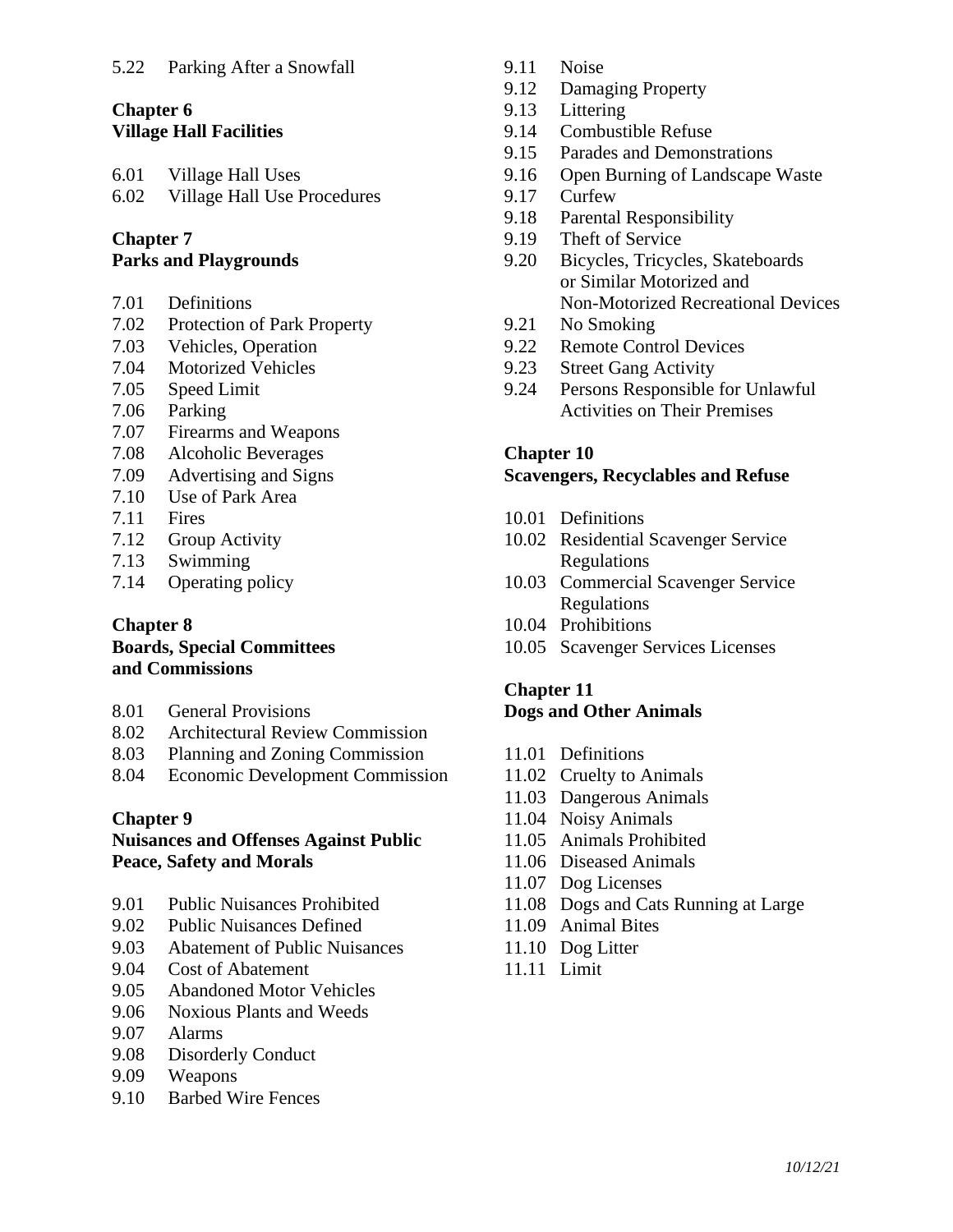5.22 Parking After a Snowfall

**Chapter 6**
**Village Hall Facilities**

6.01 Village Hall Uses
6.02 Village Hall Use Procedures

**Chapter 7**
**Parks and Playgrounds**

7.01 Definitions
7.02 Protection of Park Property
7.03 Vehicles, Operation
7.04 Motorized Vehicles
7.05 Speed Limit
7.06 Parking
7.07 Firearms and Weapons
7.08 Alcoholic Beverages
7.09 Advertising and Signs
7.10 Use of Park Area
7.11 Fires
7.12 Group Activity
7.13 Swimming
7.14 Operating policy

**Chapter 8**
**Boards, Special Committees and Commissions**

8.01 General Provisions
8.02 Architectural Review Commission
8.03 Planning and Zoning Commission
8.04 Economic Development Commission

**Chapter 9**
**Nuisances and Offenses Against Public Peace, Safety and Morals**

9.01 Public Nuisances Prohibited
9.02 Public Nuisances Defined
9.03 Abatement of Public Nuisances
9.04 Cost of Abatement
9.05 Abandoned Motor Vehicles
9.06 Noxious Plants and Weeds
9.07 Alarms
9.08 Disorderly Conduct
9.09 Weapons
9.10 Barbed Wire Fences
9.11 Noise
9.12 Damaging Property
9.13 Littering
9.14 Combustible Refuse
9.15 Parades and Demonstrations
9.16 Open Burning of Landscape Waste
9.17 Curfew
9.18 Parental Responsibility
9.19 Theft of Service
9.20 Bicycles, Tricycles, Skateboards or Similar Motorized and Non-Motorized Recreational Devices
9.21 No Smoking
9.22 Remote Control Devices
9.23 Street Gang Activity
9.24 Persons Responsible for Unlawful Activities on Their Premises

**Chapter 10**
**Scavengers, Recyclables and Refuse**

10.01 Definitions
10.02 Residential Scavenger Service Regulations
10.03 Commercial Scavenger Service Regulations
10.04 Prohibitions
10.05 Scavenger Services Licenses

**Chapter 11**
**Dogs and Other Animals**

11.01 Definitions
11.02 Cruelty to Animals
11.03 Dangerous Animals
11.04 Noisy Animals
11.05 Animals Prohibited
11.06 Diseased Animals
11.07 Dog Licenses
11.08 Dogs and Cats Running at Large
11.09 Animal Bites
11.10 Dog Litter
11.11 Limit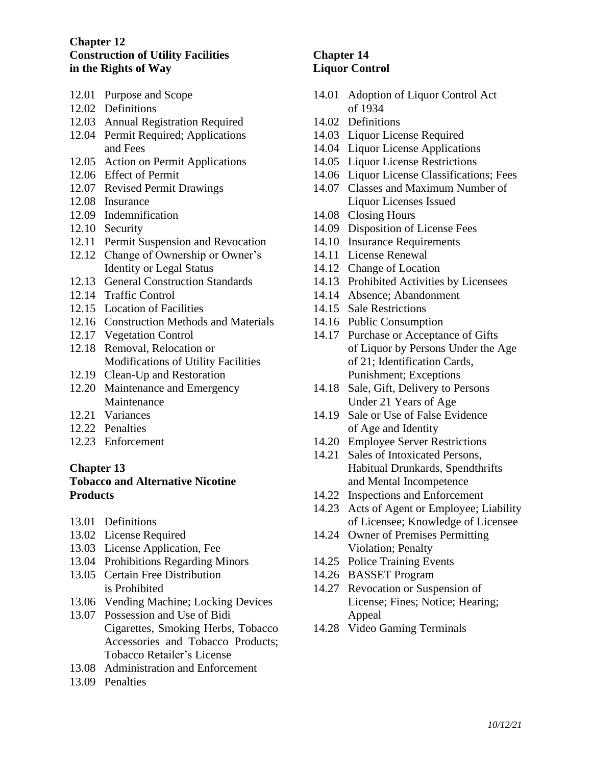## Chapter 12
## Construction of Utility Facilities in the Rights of Way

12.01 Purpose and Scope
12.02 Definitions
12.03 Annual Registration Required
12.04 Permit Required; Applications and Fees
12.05 Action on Permit Applications
12.06 Effect of Permit
12.07 Revised Permit Drawings
12.08 Insurance
12.09 Indemnification
12.10 Security
12.11 Permit Suspension and Revocation
12.12 Change of Ownership or Owner's Identity or Legal Status
12.13 General Construction Standards
12.14 Traffic Control
12.15 Location of Facilities
12.16 Construction Methods and Materials
12.17 Vegetation Control
12.18 Removal, Relocation or Modifications of Utility Facilities
12.19 Clean-Up and Restoration
12.20 Maintenance and Emergency Maintenance
12.21 Variances
12.22 Penalties
12.23 Enforcement

## Chapter 13
## Tobacco and Alternative Nicotine Products

13.01 Definitions
13.02 License Required
13.03 License Application, Fee
13.04 Prohibitions Regarding Minors
13.05 Certain Free Distribution is Prohibited
13.06 Vending Machine; Locking Devices
13.07 Possession and Use of Bidi Cigarettes, Smoking Herbs, Tobacco Accessories and Tobacco Products; Tobacco Retailer's License
13.08 Administration and Enforcement
13.09 Penalties

## Chapter 14
## Liquor Control

14.01 Adoption of Liquor Control Act of 1934
14.02 Definitions
14.03 Liquor License Required
14.04 Liquor License Applications
14.05 Liquor License Restrictions
14.06 Liquor License Classifications; Fees
14.07 Classes and Maximum Number of Liquor Licenses Issued
14.08 Closing Hours
14.09 Disposition of License Fees
14.10 Insurance Requirements
14.11 License Renewal
14.12 Change of Location
14.13 Prohibited Activities by Licensees
14.14 Absence; Abandonment
14.15 Sale Restrictions
14.16 Public Consumption
14.17 Purchase or Acceptance of Gifts of Liquor by Persons Under the Age of 21; Identification Cards, Punishment; Exceptions
14.18 Sale, Gift, Delivery to Persons Under 21 Years of Age
14.19 Sale or Use of False Evidence of Age and Identity
14.20 Employee Server Restrictions
14.21 Sales of Intoxicated Persons, Habitual Drunkards, Spendthrifts and Mental Incompetence
14.22 Inspections and Enforcement
14.23 Acts of Agent or Employee; Liability of Licensee; Knowledge of Licensee
14.24 Owner of Premises Permitting Violation; Penalty
14.25 Police Training Events
14.26 BASSET Program
14.27 Revocation or Suspension of License; Fines; Notice; Hearing; Appeal
14.28 Video Gaming Terminals

*10/12/21*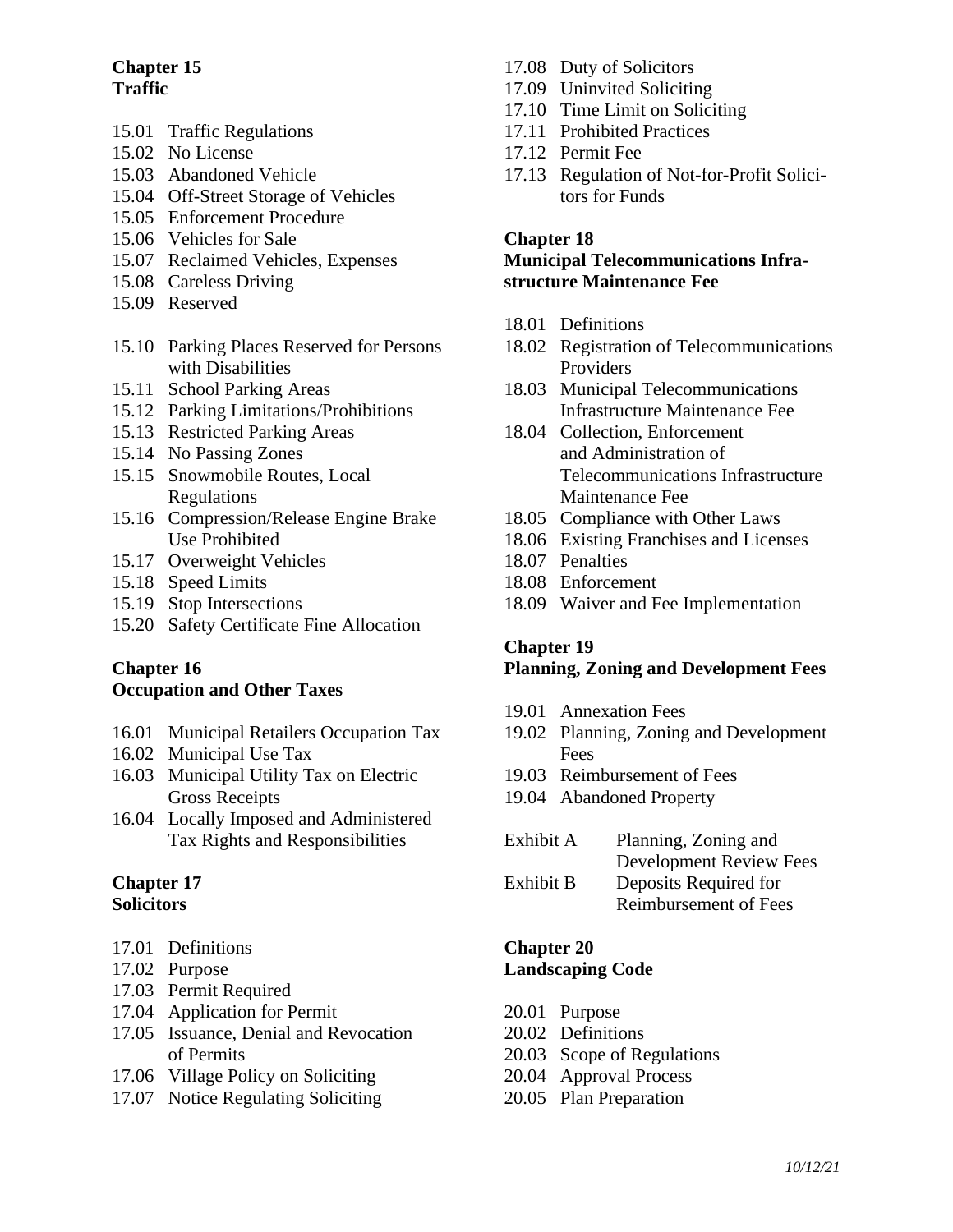## Chapter 15
## Traffic

15.01 Traffic Regulations
15.02 No License
15.03 Abandoned Vehicle
15.04 Off-Street Storage of Vehicles
15.05 Enforcement Procedure
15.06 Vehicles for Sale
15.07 Reclaimed Vehicles, Expenses
15.08 Careless Driving
15.09 Reserved

15.10 Parking Places Reserved for Persons with Disabilities
15.11 School Parking Areas
15.12 Parking Limitations/Prohibitions
15.13 Restricted Parking Areas
15.14 No Passing Zones
15.15 Snowmobile Routes, Local Regulations
15.16 Compression/Release Engine Brake Use Prohibited
15.17 Overweight Vehicles
15.18 Speed Limits
15.19 Stop Intersections
15.20 Safety Certificate Fine Allocation

## Chapter 16
## Occupation and Other Taxes

16.01 Municipal Retailers Occupation Tax
16.02 Municipal Use Tax
16.03 Municipal Utility Tax on Electric Gross Receipts
16.04 Locally Imposed and Administered Tax Rights and Responsibilities

## Chapter 17
## Solicitors

17.01 Definitions
17.02 Purpose
17.03 Permit Required
17.04 Application for Permit
17.05 Issuance, Denial and Revocation of Permits
17.06 Village Policy on Soliciting
17.07 Notice Regulating Soliciting
17.08 Duty of Solicitors
17.09 Uninvited Soliciting
17.10 Time Limit on Soliciting
17.11 Prohibited Practices
17.12 Permit Fee
17.13 Regulation of Not-for-Profit Solicitors for Funds

## Chapter 18
## Municipal Telecommunications Infrastructure Maintenance Fee

18.01 Definitions
18.02 Registration of Telecommunications Providers
18.03 Municipal Telecommunications Infrastructure Maintenance Fee
18.04 Collection, Enforcement and Administration of Telecommunications Infrastructure Maintenance Fee
18.05 Compliance with Other Laws
18.06 Existing Franchises and Licenses
18.07 Penalties
18.08 Enforcement
18.09 Waiver and Fee Implementation

## Chapter 19
## Planning, Zoning and Development Fees

19.01 Annexation Fees
19.02 Planning, Zoning and Development Fees
19.03 Reimbursement of Fees
19.04 Abandoned Property

Exhibit A Planning, Zoning and Development Review Fees
Exhibit B Deposits Required for Reimbursement of Fees

## Chapter 20
## Landscaping Code

20.01 Purpose
20.02 Definitions
20.03 Scope of Regulations
20.04 Approval Process
20.05 Plan Preparation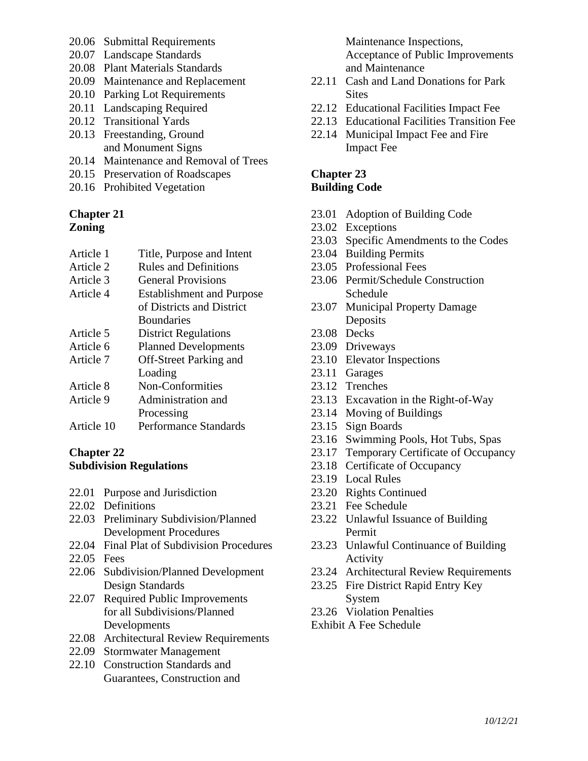20.06 Submittal Requirements
20.07 Landscape Standards
20.08 Plant Materials Standards
20.09 Maintenance and Replacement
20.10 Parking Lot Requirements
20.11 Landscaping Required
20.12 Transitional Yards
20.13 Freestanding, Ground and Monument Signs
20.14 Maintenance and Removal of Trees
20.15 Preservation of Roadscapes
20.16 Prohibited Vegetation

**Chapter 21**
**Zoning**

| | |
|---|---|
| Article 1 | Title, Purpose and Intent |
| Article 2 | Rules and Definitions |
| Article 3 | General Provisions |
| Article 4 | Establishment and Purpose of Districts and District Boundaries |
| Article 5 | District Regulations |
| Article 6 | Planned Developments |
| Article 7 | Off-Street Parking and Loading |
| Article 8 | Non-Conformities |
| Article 9 | Administration and Processing |
| Article 10 | Performance Standards |

**Chapter 22**
**Subdivision Regulations**

22.01 Purpose and Jurisdiction
22.02 Definitions
22.03 Preliminary Subdivision/Planned Development Procedures
22.04 Final Plat of Subdivision Procedures
22.05 Fees
22.06 Subdivision/Planned Development Design Standards
22.07 Required Public Improvements for all Subdivisions/Planned Developments
22.08 Architectural Review Requirements
22.09 Stormwater Management
22.10 Construction Standards and Guarantees, Construction and Maintenance Inspections, Acceptance of Public Improvements and Maintenance
22.11 Cash and Land Donations for Park Sites
22.12 Educational Facilities Impact Fee
22.13 Educational Facilities Transition Fee
22.14 Municipal Impact Fee and Fire Impact Fee

**Chapter 23**
**Building Code**

23.01 Adoption of Building Code
23.02 Exceptions
23.03 Specific Amendments to the Codes
23.04 Building Permits
23.05 Professional Fees
23.06 Permit/Schedule Construction Schedule
23.07 Municipal Property Damage Deposits
23.08 Decks
23.09 Driveways
23.10 Elevator Inspections
23.11 Garages
23.12 Trenches
23.13 Excavation in the Right-of-Way
23.14 Moving of Buildings
23.15 Sign Boards
23.16 Swimming Pools, Hot Tubs, Spas
23.17 Temporary Certificate of Occupancy
23.18 Certificate of Occupancy
23.19 Local Rules
23.20 Rights Continued
23.21 Fee Schedule
23.22 Unlawful Issuance of Building Permit
23.23 Unlawful Continuance of Building Activity
23.24 Architectural Review Requirements
23.25 Fire District Rapid Entry Key System
23.26 Violation Penalties
Exhibit A Fee Schedule

*10/12/21*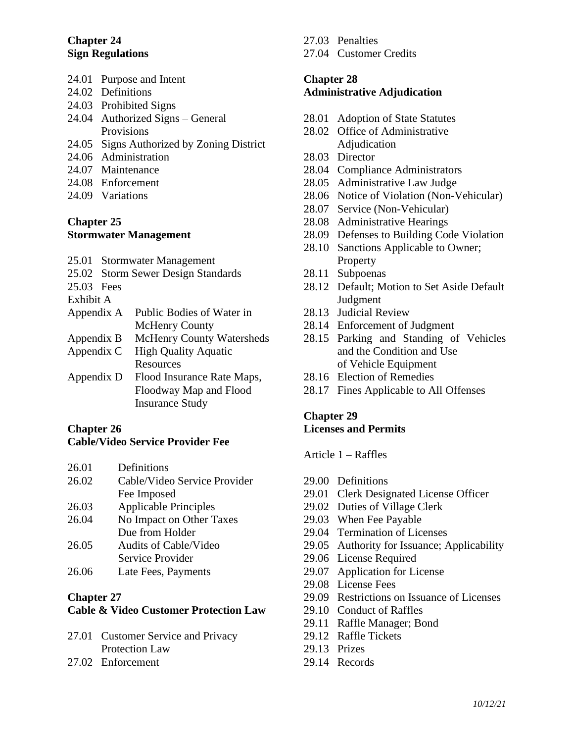**Chapter 24**
**Sign Regulations**

24.01 Purpose and Intent
24.02 Definitions
24.03 Prohibited Signs
24.04 Authorized Signs – General Provisions
24.05 Signs Authorized by Zoning District
24.06 Administration
24.07 Maintenance
24.08 Enforcement
24.09 Variations

**Chapter 25**
**Stormwater Management**

25.01 Stormwater Management
25.02 Storm Sewer Design Standards
25.03 Fees
Exhibit A
Appendix A Public Bodies of Water in McHenry County
Appendix B McHenry County Watersheds
Appendix C High Quality Aquatic Resources
Appendix D Flood Insurance Rate Maps, Floodway Map and Flood Insurance Study

**Chapter 26**
**Cable/Video Service Provider Fee**

26.01 Definitions
26.02 Cable/Video Service Provider Fee Imposed
26.03 Applicable Principles
26.04 No Impact on Other Taxes Due from Holder
26.05 Audits of Cable/Video Service Provider
26.06 Late Fees, Payments

**Chapter 27**
**Cable & Video Customer Protection Law**

27.01 Customer Service and Privacy Protection Law
27.02 Enforcement
27.03 Penalties
27.04 Customer Credits

**Chapter 28**
**Administrative Adjudication**

28.01 Adoption of State Statutes
28.02 Office of Administrative Adjudication
28.03 Director
28.04 Compliance Administrators
28.05 Administrative Law Judge
28.06 Notice of Violation (Non-Vehicular)
28.07 Service (Non-Vehicular)
28.08 Administrative Hearings
28.09 Defenses to Building Code Violation
28.10 Sanctions Applicable to Owner; Property
28.11 Subpoenas
28.12 Default; Motion to Set Aside Default Judgment
28.13 Judicial Review
28.14 Enforcement of Judgment
28.15 Parking and Standing of Vehicles and the Condition and Use of Vehicle Equipment
28.16 Election of Remedies
28.17 Fines Applicable to All Offenses

**Chapter 29**
**Licenses and Permits**

Article 1 – Raffles

29.00 Definitions
29.01 Clerk Designated License Officer
29.02 Duties of Village Clerk
29.03 When Fee Payable
29.04 Termination of Licenses
29.05 Authority for Issuance; Applicability
29.06 License Required
29.07 Application for License
29.08 License Fees
29.09 Restrictions on Issuance of Licenses
29.10 Conduct of Raffles
29.11 Raffle Manager; Bond
29.12 Raffle Tickets
29.13 Prizes
29.14 Records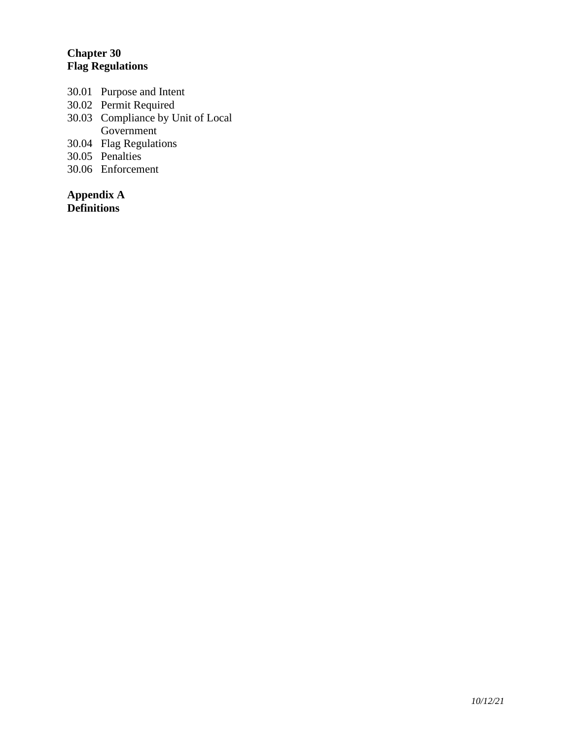**Chapter 30**
**Flag Regulations**

30.01 Purpose and Intent
30.02 Permit Required
30.03 Compliance by Unit of Local Government
30.04 Flag Regulations
30.05 Penalties
30.06 Enforcement

**Appendix A**
**Definitions**

*10/12/21*